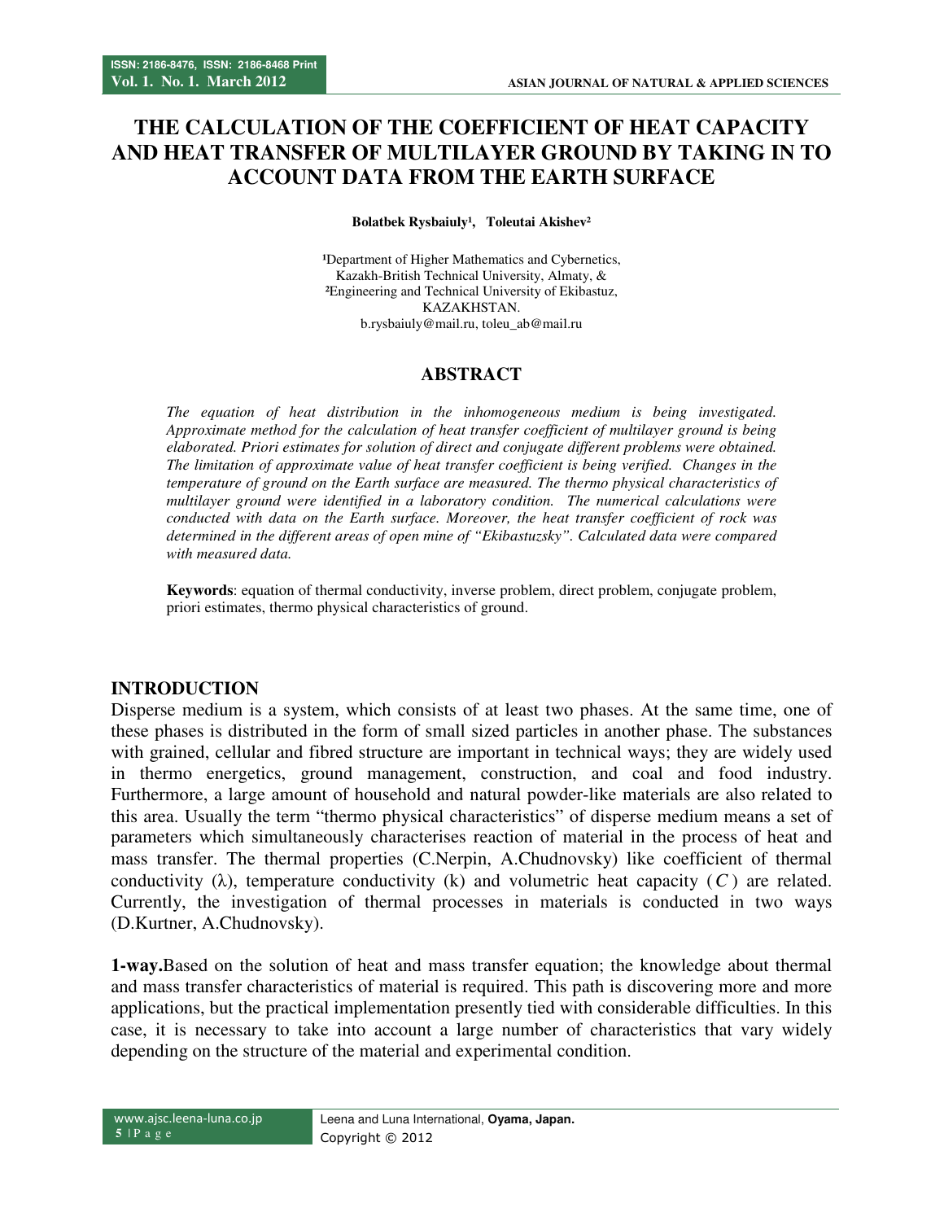# THE CALCULATION OF THE COEFFICIENT OF HEAT CAPACITY AND HEAT TRANSFER OF MULTILAYER GROUND BY TAKING IN TO ACCOUNT DATA FROM THE EARTH SURFACE

**Bolatbek Rysbaiuly[1], Toleutai Akishev[2]**

[1]Department of Higher Mathematics and Cybernetics,
Kazakh-British Technical University, Almaty, &
[2]Engineering and Technical University of Ekibastuz,
KAZAKHSTAN.
b.rysbaiuly@mail.ru, toleu_ab@mail.ru

## ABSTRACT

*The equation of heat distribution in the inhomogeneous medium is being investigated. Approximate method for the calculation of heat transfer coefficient of multilayer ground is being elaborated. Priori estimates for solution of direct and conjugate different problems were obtained. The limitation of approximate value of heat transfer coefficient is being verified. Changes in the temperature of ground on the Earth surface are measured. The thermo physical characteristics of multilayer ground were identified in a laboratory condition. The numerical calculations were conducted with data on the Earth surface. Moreover, the heat transfer coefficient of rock was determined in the different areas of open mine of "Ekibastuzsky". Calculated data were compared with measured data.*

**Keywords**: equation of thermal conductivity, inverse problem, direct problem, conjugate problem, priori estimates, thermo physical characteristics of ground.

## INTRODUCTION

Disperse medium is a system, which consists of at least two phases. At the same time, one of these phases is distributed in the form of small sized particles in another phase. The substances with grained, cellular and fibred structure are important in technical ways; they are widely used in thermo energetics, ground management, construction, and coal and food industry. Furthermore, a large amount of household and natural powder-like materials are also related to this area. Usually the term "thermo physical characteristics" of disperse medium means a set of parameters which simultaneously characterises reaction of material in the process of heat and mass transfer. The thermal properties (C.Nerpin, A.Chudnovsky) like coefficient of thermal conductivity ($\lambda$), temperature conductivity (k) and volumetric heat capacity ($C$) are related. Currently, the investigation of thermal processes in materials is conducted in two ways (D.Kurtner, A.Chudnovsky).

**1-way.**Based on the solution of heat and mass transfer equation; the knowledge about thermal and mass transfer characteristics of material is required. This path is discovering more and more applications, but the practical implementation presently tied with considerable difficulties. In this case, it is necessary to take into account a large number of characteristics that vary widely depending on the structure of the material and experimental condition.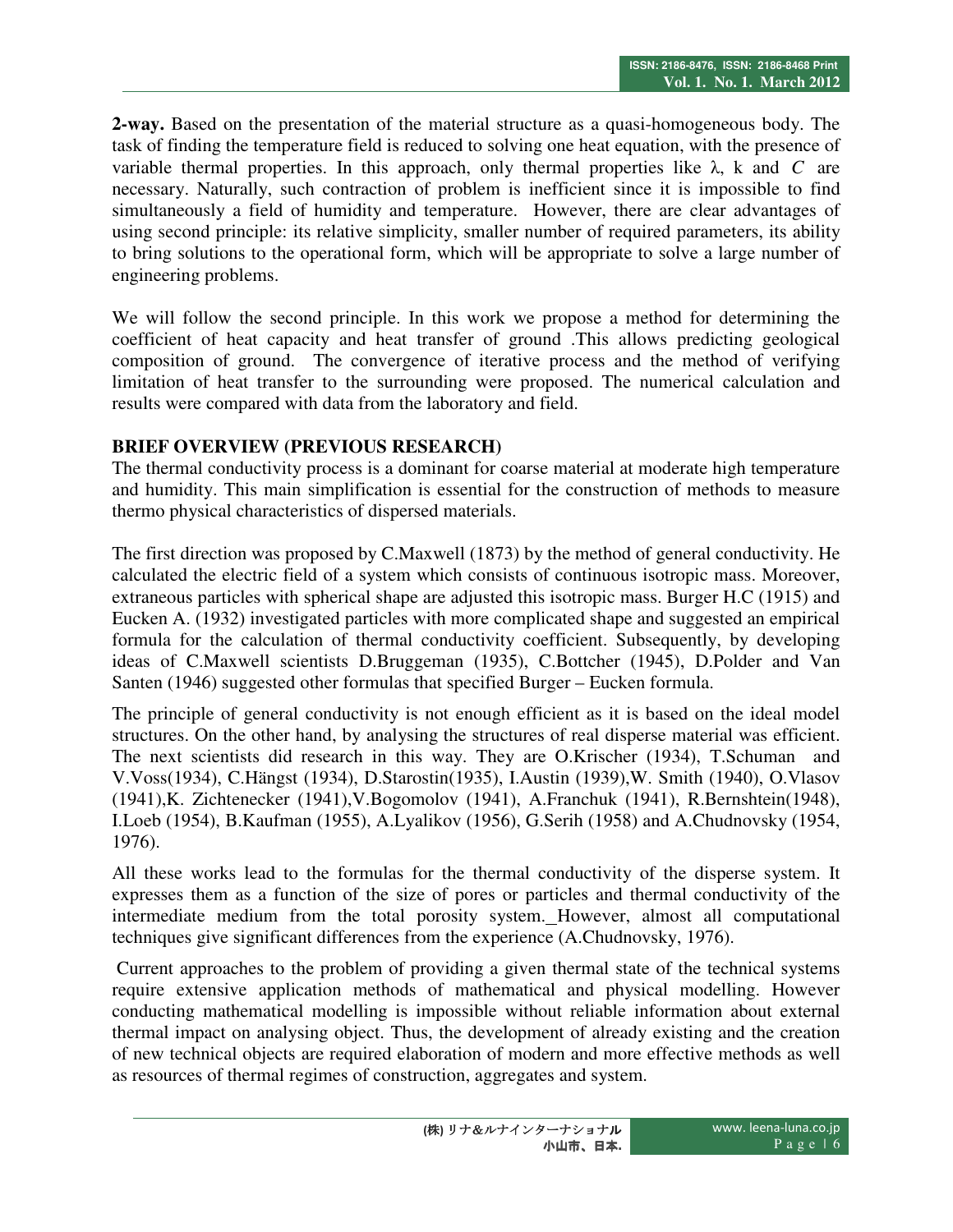**2-way.** Based on the presentation of the material structure as a quasi-homogeneous body. The task of finding the temperature field is reduced to solving one heat equation, with the presence of variable thermal properties. In this approach, only thermal properties like $\lambda$, k and $C$ are necessary. Naturally, such contraction of problem is inefficient since it is impossible to find simultaneously a field of humidity and temperature. However, there are clear advantages of using second principle: its relative simplicity, smaller number of required parameters, its ability to bring solutions to the operational form, which will be appropriate to solve a large number of engineering problems.

We will follow the second principle. In this work we propose a method for determining the coefficient of heat capacity and heat transfer of ground .This allows predicting geological composition of ground. The convergence of iterative process and the method of verifying limitation of heat transfer to the surrounding were proposed. The numerical calculation and results were compared with data from the laboratory and field.

## BRIEF OVERVIEW (PREVIOUS RESEARCH)

The thermal conductivity process is a dominant for coarse material at moderate high temperature and humidity. This main simplification is essential for the construction of methods to measure thermo physical characteristics of dispersed materials.

The first direction was proposed by C.Maxwell (1873) by the method of general conductivity. He calculated the electric field of a system which consists of continuous isotropic mass. Moreover, extraneous particles with spherical shape are adjusted this isotropic mass. Burger H.C (1915) and Eucken A. (1932) investigated particles with more complicated shape and suggested an empirical formula for the calculation of thermal conductivity coefficient. Subsequently, by developing ideas of C.Maxwell scientists D.Bruggeman (1935), C.Bottcher (1945), D.Polder and Van Santen (1946) suggested other formulas that specified Burger – Eucken formula.

The principle of general conductivity is not enough efficient as it is based on the ideal model structures. On the other hand, by analysing the structures of real disperse material was efficient. The next scientists did research in this way. They are O.Krischer (1934), T.Schuman and V.Voss(1934), C.Hängst (1934), D.Starostin(1935), I.Austin (1939),W. Smith (1940), O.Vlasov (1941),K. Zichtenecker (1941),V.Bogomolov (1941), A.Franchuk (1941), R.Bernshtein(1948), I.Loeb (1954), B.Kaufman (1955), A.Lyalikov (1956), G.Serih (1958) and A.Chudnovsky (1954, 1976).

All these works lead to the formulas for the thermal conductivity of the disperse system. It expresses them as a function of the size of pores or particles and thermal conductivity of the intermediate medium from the total porosity system. However, almost all computational techniques give significant differences from the experience (A.Chudnovsky, 1976).

Current approaches to the problem of providing a given thermal state of the technical systems require extensive application methods of mathematical and physical modelling. However conducting mathematical modelling is impossible without reliable information about external thermal impact on analysing object. Thus, the development of already existing and the creation of new technical objects are required elaboration of modern and more effective methods as well as resources of thermal regimes of construction, aggregates and system.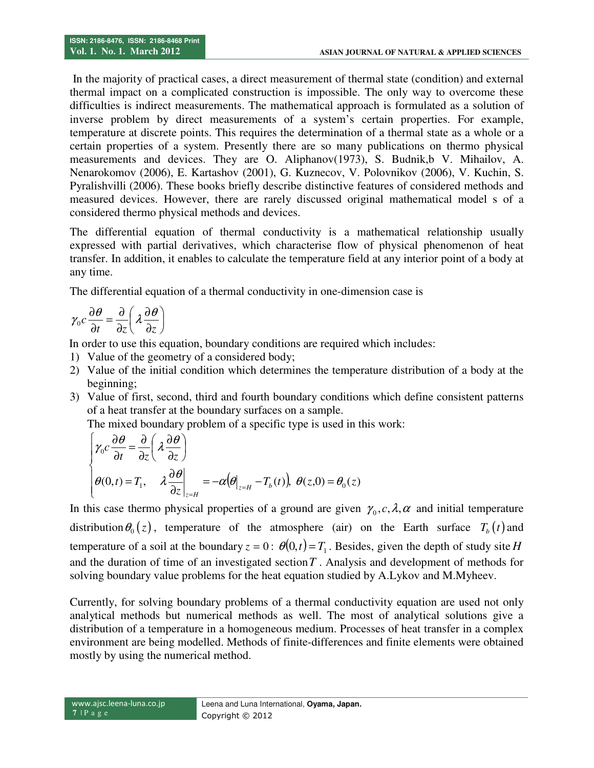In the majority of practical cases, a direct measurement of thermal state (condition) and external thermal impact on a complicated construction is impossible. The only way to overcome these difficulties is indirect measurements. The mathematical approach is formulated as a solution of inverse problem by direct measurements of a system's certain properties. For example, temperature at discrete points. This requires the determination of a thermal state as a whole or a certain properties of a system. Presently there are so many publications on thermo physical measurements and devices. They are O. Aliphanov(1973), S. Budnik,b V. Mihailov, A. Nenarokomov (2006), E. Kartashov (2001), G. Kuznecov, V. Polovnikov (2006), V. Kuchin, S. Pyralishvilli (2006). These books briefly describe distinctive features of considered methods and measured devices. However, there are rarely discussed original mathematical model s of a considered thermo physical methods and devices.

The differential equation of thermal conductivity is a mathematical relationship usually expressed with partial derivatives, which characterise flow of physical phenomenon of heat transfer. In addition, it enables to calculate the temperature field at any interior point of a body at any time.

The differential equation of a thermal conductivity in one-dimension case is

$$\gamma_0 c \frac{\partial \theta}{\partial t} = \frac{\partial}{\partial z}\left(\lambda \frac{\partial \theta}{\partial z}\right)$$

In order to use this equation, boundary conditions are required which includes:

1) Value of the geometry of a considered body;
2) Value of the initial condition which determines the temperature distribution of a body at the beginning;
3) Value of first, second, third and fourth boundary conditions which define consistent patterns of a heat transfer at the boundary surfaces on a sample.

   The mixed boundary problem of a specific type is used in this work:

$$\begin{cases} \gamma_0 c \dfrac{\partial \theta}{\partial t} = \dfrac{\partial}{\partial z}\left(\lambda \dfrac{\partial \theta}{\partial z}\right) \\ \theta(0,t) = T_1, \quad \lambda \dfrac{\partial \theta}{\partial z}\Big|_{z=H} = -\alpha\left(\theta\big|_{z=H} - T_b(t)\right), \; \theta(z,0) = \theta_0(z) \end{cases}$$

In this case thermo physical properties of a ground are given $\gamma_0, c, \lambda, \alpha$ and initial temperature distribution $\theta_0(z)$, temperature of the atmosphere (air) on the Earth surface $T_b(t)$ and temperature of a soil at the boundary $z = 0$: $\theta(0,t) = T_1$. Besides, given the depth of study site $H$ and the duration of time of an investigated section $T$. Analysis and development of methods for solving boundary value problems for the heat equation studied by A.Lykov and M.Myheev.

Currently, for solving boundary problems of a thermal conductivity equation are used not only analytical methods but numerical methods as well. The most of analytical solutions give a distribution of a temperature in a homogeneous medium. Processes of heat transfer in a complex environment are being modelled. Methods of finite-differences and finite elements were obtained mostly by using the numerical method.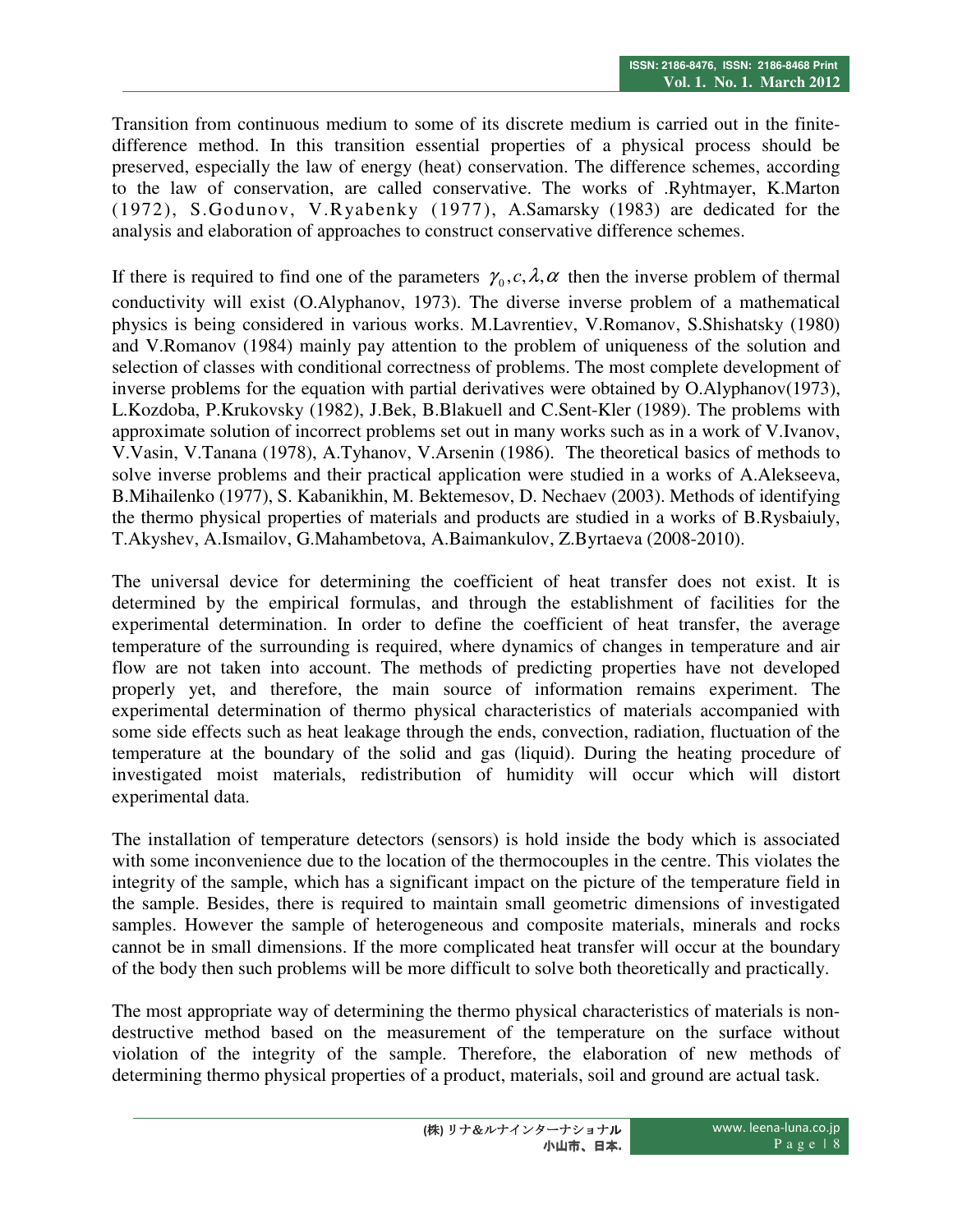Transition from continuous medium to some of its discrete medium is carried out in the finite-difference method. In this transition essential properties of a physical process should be preserved, especially the law of energy (heat) conservation. The difference schemes, according to the law of conservation, are called conservative. The works of .Ryhtmayer, K.Marton (1972), S.Godunov, V.Ryabenky (1977), A.Samarsky (1983) are dedicated for the analysis and elaboration of approaches to construct conservative difference schemes.

If there is required to find one of the parameters $\gamma_0, c, \lambda, \alpha$ then the inverse problem of thermal conductivity will exist (O.Alyphanov, 1973). The diverse inverse problem of a mathematical physics is being considered in various works. M.Lavrentiev, V.Romanov, S.Shishatsky (1980) and V.Romanov (1984) mainly pay attention to the problem of uniqueness of the solution and selection of classes with conditional correctness of problems. The most complete development of inverse problems for the equation with partial derivatives were obtained by O.Alyphanov(1973), L.Kozdoba, P.Krukovsky (1982), J.Bek, B.Blakuell and C.Sent-Kler (1989). The problems with approximate solution of incorrect problems set out in many works such as in a work of V.Ivanov, V.Vasin, V.Tanana (1978), A.Tyhanov, V.Arsenin (1986). The theoretical basics of methods to solve inverse problems and their practical application were studied in a works of A.Alekseeva, B.Mihailenko (1977), S. Kabanikhin, M. Bektemesov, D. Nechaev (2003). Methods of identifying the thermo physical properties of materials and products are studied in a works of B.Rysbaiuly, T.Akyshev, A.Ismailov, G.Mahambetova, A.Baimankulov, Z.Byrtaeva (2008-2010).

The universal device for determining the coefficient of heat transfer does not exist. It is determined by the empirical formulas, and through the establishment of facilities for the experimental determination. In order to define the coefficient of heat transfer, the average temperature of the surrounding is required, where dynamics of changes in temperature and air flow are not taken into account. The methods of predicting properties have not developed properly yet, and therefore, the main source of information remains experiment. The experimental determination of thermo physical characteristics of materials accompanied with some side effects such as heat leakage through the ends, convection, radiation, fluctuation of the temperature at the boundary of the solid and gas (liquid). During the heating procedure of investigated moist materials, redistribution of humidity will occur which will distort experimental data.

The installation of temperature detectors (sensors) is hold inside the body which is associated with some inconvenience due to the location of the thermocouples in the centre. This violates the integrity of the sample, which has a significant impact on the picture of the temperature field in the sample. Besides, there is required to maintain small geometric dimensions of investigated samples. However the sample of heterogeneous and composite materials, minerals and rocks cannot be in small dimensions. If the more complicated heat transfer will occur at the boundary of the body then such problems will be more difficult to solve both theoretically and practically.

The most appropriate way of determining the thermo physical characteristics of materials is non-destructive method based on the measurement of the temperature on the surface without violation of the integrity of the sample. Therefore, the elaboration of new methods of determining thermo physical properties of a product, materials, soil and ground are actual task.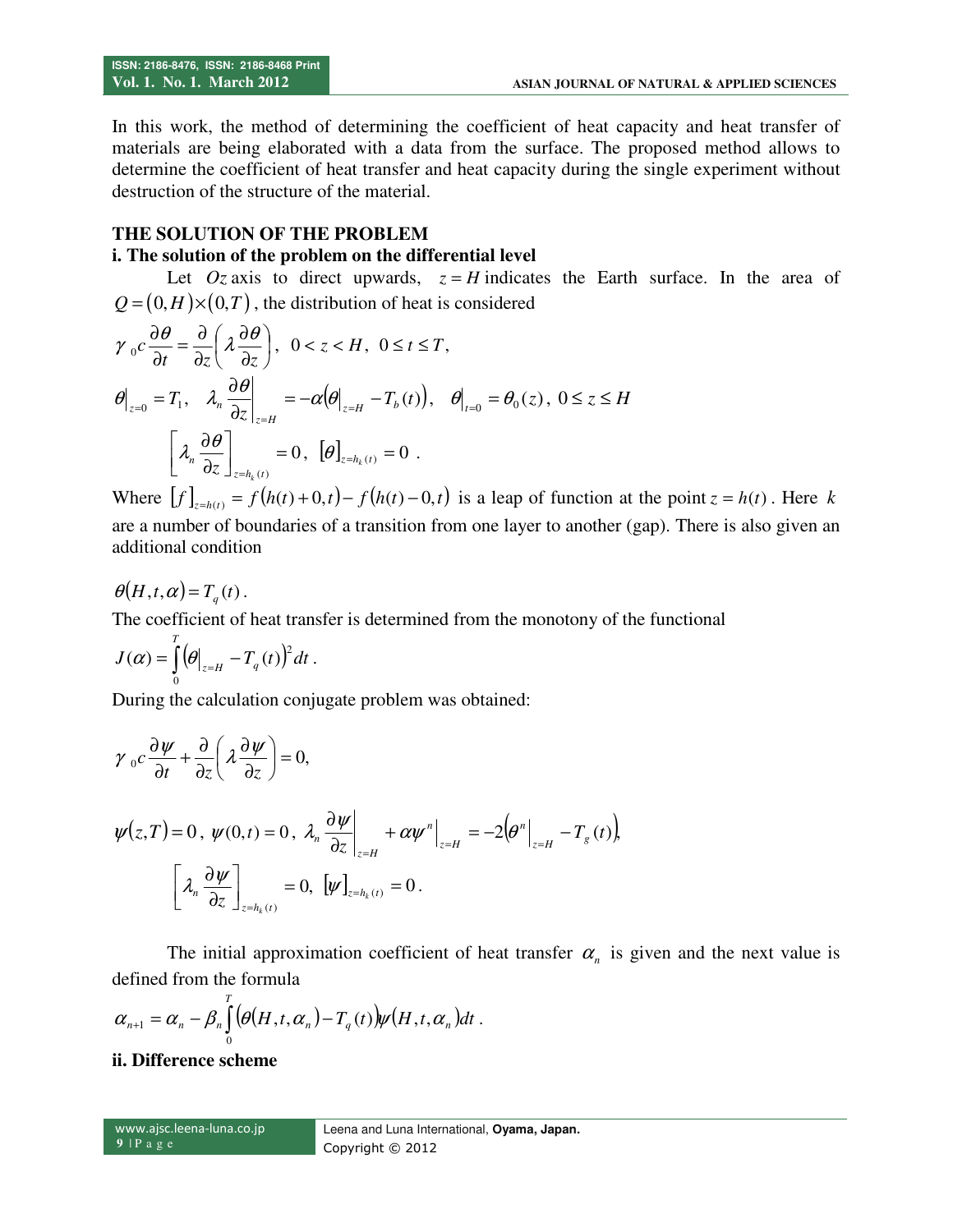In this work, the method of determining the coefficient of heat capacity and heat transfer of materials are being elaborated with a data from the surface. The proposed method allows to determine the coefficient of heat transfer and heat capacity during the single experiment without destruction of the structure of the material.

## THE SOLUTION OF THE PROBLEM

### i. The solution of the problem on the differential level

Let $Oz$ axis to direct upwards, $z = H$ indicates the Earth surface. In the area of $Q = (0,H)\times(0,T)$, the distribution of heat is considered

$$\gamma_0 c \frac{\partial \theta}{\partial t} = \frac{\partial}{\partial z}\left(\lambda \frac{\partial \theta}{\partial z}\right), \quad 0 < z < H, \; 0 \le t \le T,$$

$$\theta\big|_{z=0} = T_1, \quad \lambda_n \frac{\partial \theta}{\partial z}\bigg|_{z=H} = -\alpha\left(\theta\big|_{z=H} - T_b(t)\right), \quad \theta\big|_{t=0} = \theta_0(z), \; 0 \le z \le H$$

$$\left[\lambda_n \frac{\partial \theta}{\partial z}\right]_{z=h_k(t)} = 0, \quad [\theta]_{z=h_k(t)} = 0 \; .$$

Where $[f]_{z=h(t)} = f(h(t)+0,t) - f(h(t)-0,t)$ is a leap of function at the point $z = h(t)$. Here $k$ are a number of boundaries of a transition from one layer to another (gap). There is also given an additional condition

$$\theta(H,t,\alpha) = T_q(t) \, .$$

The coefficient of heat transfer is determined from the monotony of the functional

$$J(\alpha) = \int_0^T \left(\theta\big|_{z=H} - T_q(t)\right)^2 dt \, .$$

During the calculation conjugate problem was obtained:

$$\gamma_0 c \frac{\partial \psi}{\partial t} + \frac{\partial}{\partial z}\left(\lambda \frac{\partial \psi}{\partial z}\right) = 0,$$

$$\psi(z,T) = 0, \; \psi(0,t) = 0, \; \lambda_n \frac{\partial \psi}{\partial z}\bigg|_{z=H} + \alpha \psi^n\big|_{z=H} = -2\left(\theta^n\big|_{z=H} - T_g(t)\right),$$

$$\left[\lambda_n \frac{\partial \psi}{\partial z}\right]_{z=h_k(t)} = 0, \; [\psi]_{z=h_k(t)} = 0 \, .$$

The initial approximation coefficient of heat transfer $\alpha_n$ is given and the next value is defined from the formula

$$\alpha_{n+1} = \alpha_n - \beta_n \int_0^T \left(\theta(H,t,\alpha_n) - T_q(t)\right)\psi(H,t,\alpha_n)\,dt \, .$$

### ii. Difference scheme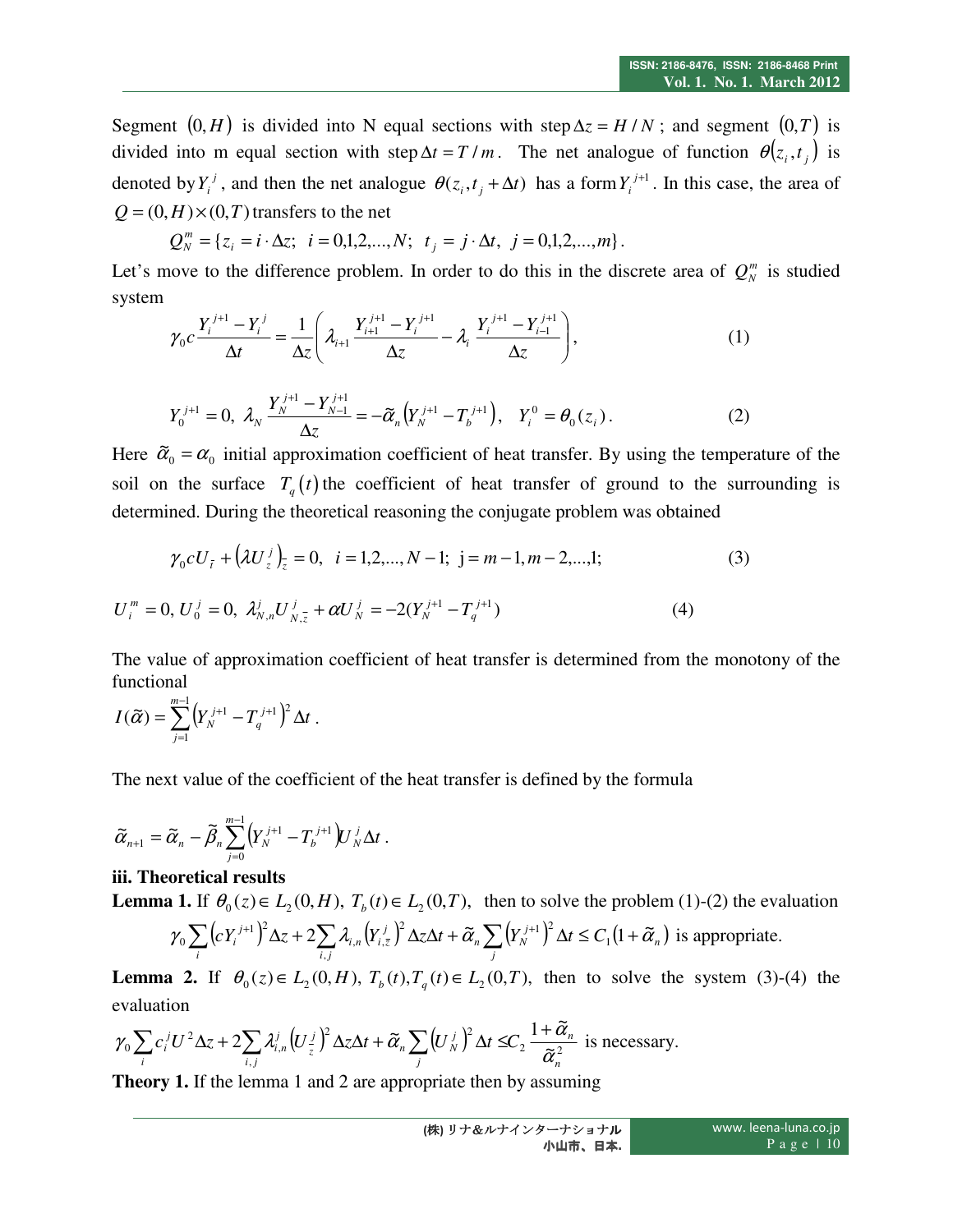Segment $(0,H)$ is divided into N equal sections with step $\Delta z = H/N$; and segment $(0,T)$ is divided into m equal section with step $\Delta t = T/m$. The net analogue of function $\theta(z_i, t_j)$ is denoted by $Y_i^j$, and then the net analogue $\theta(z_i, t_j + \Delta t)$ has a form $Y_i^{j+1}$. In this case, the area of $Q = (0,H)\times(0,T)$ transfers to the net

$$Q_N^m = \{z_i = i \cdot \Delta z;\ i = 0,1,2,...,N;\ t_j = j \cdot \Delta t,\ j = 0,1,2,...,m\}.$$

Let's move to the difference problem. In order to do this in the discrete area of $Q_N^m$ is studied system

$$\gamma_0 c \frac{Y_i^{j+1} - Y_i^j}{\Delta t} = \frac{1}{\Delta z}\left(\lambda_{i+1}\frac{Y_{i+1}^{j+1} - Y_i^{j+1}}{\Delta z} - \lambda_i \frac{Y_i^{j+1} - Y_{i-1}^{j+1}}{\Delta z}\right), \tag{1}$$

$$Y_0^{j+1} = 0,\ \lambda_N \frac{Y_N^{j+1} - Y_{N-1}^{j+1}}{\Delta z} = -\tilde{\alpha}_n\left(Y_N^{j+1} - T_b^{j+1}\right),\quad Y_i^0 = \theta_0(z_i). \tag{2}$$

Here $\tilde{\alpha}_0 = \alpha_0$ initial approximation coefficient of heat transfer. By using the temperature of the soil on the surface $T_q(t)$ the coefficient of heat transfer of ground to the surrounding is determined. During the theoretical reasoning the conjugate problem was obtained

$$\gamma_0 c U_{\bar{t}} + \left(\lambda U_z^j\right)_{\bar{z}} = 0,\quad i = 1,2,...,N-1;\ \text{j} = m-1, m-2,...,1; \tag{3}$$

$$U_i^m = 0,\ U_0^j = 0,\ \lambda_{N,n}^j U_{N,\bar{z}}^j + \alpha U_N^j = -2(Y_N^{j+1} - T_q^{j+1}) \tag{4}$$

The value of approximation coefficient of heat transfer is determined from the monotony of the functional

$$I(\tilde{\alpha}) = \sum_{j=1}^{m-1}\left(Y_N^{j+1} - T_q^{j+1}\right)^2 \Delta t.$$

The next value of the coefficient of the heat transfer is defined by the formula

$$\tilde{\alpha}_{n+1} = \tilde{\alpha}_n - \tilde{\beta}_n \sum_{j=0}^{m-1}\left(Y_N^{j+1} - T_b^{j+1}\right) U_N^j \Delta t.$$

**iii. Theoretical results**

**Lemma 1.** If $\theta_0(z) \in L_2(0,H),\ T_b(t) \in L_2(0,T),$ then to solve the problem (1)-(2) the evaluation

$$\gamma_0 \sum_i \left(cY_i^{j+1}\right)^2 \Delta z + 2\sum_{i,j}\lambda_{i,n}\left(Y_{i,\bar{z}}^j\right)^2 \Delta z \Delta t + \tilde{\alpha}_n \sum_j \left(Y_N^{j+1}\right)^2 \Delta t \le C_1\left(1 + \tilde{\alpha}_n\right)$$ is appropriate.

**Lemma 2.** If $\theta_0(z) \in L_2(0,H),\ T_b(t), T_q(t) \in L_2(0,T),$ then to solve the system (3)-(4) the evaluation

$$\gamma_0 \sum_i c_i^j U^2 \Delta z + 2\sum_{i,j}\lambda_{i,n}^j \left(U_{\bar{z}}^j\right)^2 \Delta z \Delta t + \tilde{\alpha}_n \sum_j \left(U_N^j\right)^2 \Delta t \le C_2 \frac{1 + \tilde{\alpha}_n}{\tilde{\alpha}_n^2}$$ is necessary.

**Theory 1.** If the lemma 1 and 2 are appropriate then by assuming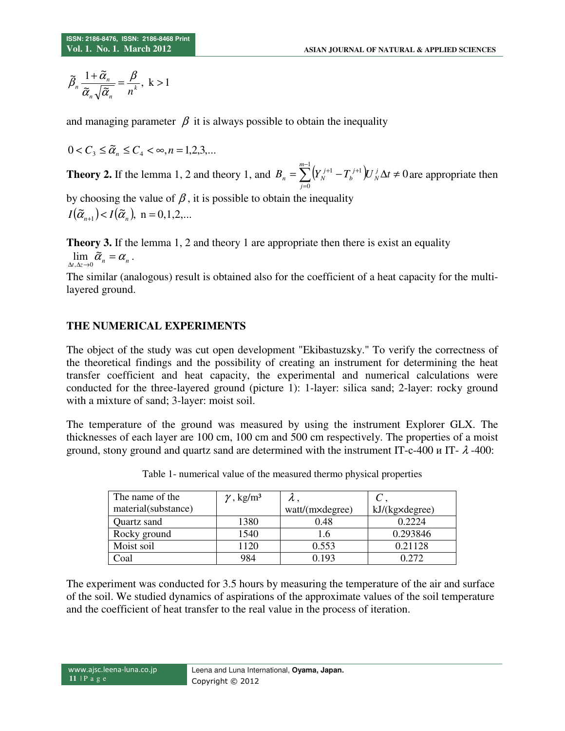$$\tilde{\beta}_n \frac{1+\tilde{\alpha}_n}{\tilde{\alpha}_n \sqrt{\tilde{\alpha}_n}} = \frac{\beta}{n^k},\ \mathrm{k} > 1$$

and managing parameter $\beta$ it is always possible to obtain the inequality

$$0 < C_3 \le \tilde{\alpha}_n \le C_4 < \infty, n = 1,2,3,...$$

**Theory 2.** If the lemma 1, 2 and theory 1, and $B_n = \sum_{j=0}^{m-1} \left(Y_N^{j+1} - T_b^{j+1}\right) U_N^j \Delta t \neq 0$ are appropriate then by choosing the value of $\beta$, it is possible to obtain the inequality
$I(\tilde{\alpha}_{n+1}) < I(\tilde{\alpha}_n),\ \mathrm{n} = 0,1,2,...$

**Theory 3.** If the lemma 1, 2 and theory 1 are appropriate then there is exist an equality
$\lim_{\Delta t, \Delta z \to 0} \tilde{\alpha}_n = \alpha_n$.

The similar (analogous) result is obtained also for the coefficient of a heat capacity for the multi-layered ground.

## THE NUMERICAL EXPERIMENTS

The object of the study was cut open development "Ekibastuzsky." To verify the correctness of the theoretical findings and the possibility of creating an instrument for determining the heat transfer coefficient and heat capacity, the experimental and numerical calculations were conducted for the three-layered ground (picture 1): 1-layer: silica sand; 2-layer: rocky ground with a mixture of sand; 3-layer: moist soil.

The temperature of the ground was measured by using the instrument Explorer GLX. The thicknesses of each layer are 100 cm, 100 cm and 500 cm respectively. The properties of a moist ground, stony ground and quartz sand are determined with the instrument IT-c-400 и IT- $\lambda$ -400:

Table 1- numerical value of the measured thermo physical properties

| The name of the material(substance) | $\gamma$, kg/m³ | $\lambda$, watt/(m×degree) | $C$, kJ/(kg×degree) |
|---|---|---|---|
| Quartz sand | 1380 | 0.48 | 0.2224 |
| Rocky ground | 1540 | 1.6 | 0.293846 |
| Moist soil | 1120 | 0.553 | 0.21128 |
| Coal | 984 | 0.193 | 0.272 |

The experiment was conducted for 3.5 hours by measuring the temperature of the air and surface of the soil. We studied dynamics of aspirations of the approximate values of the soil temperature and the coefficient of heat transfer to the real value in the process of iteration.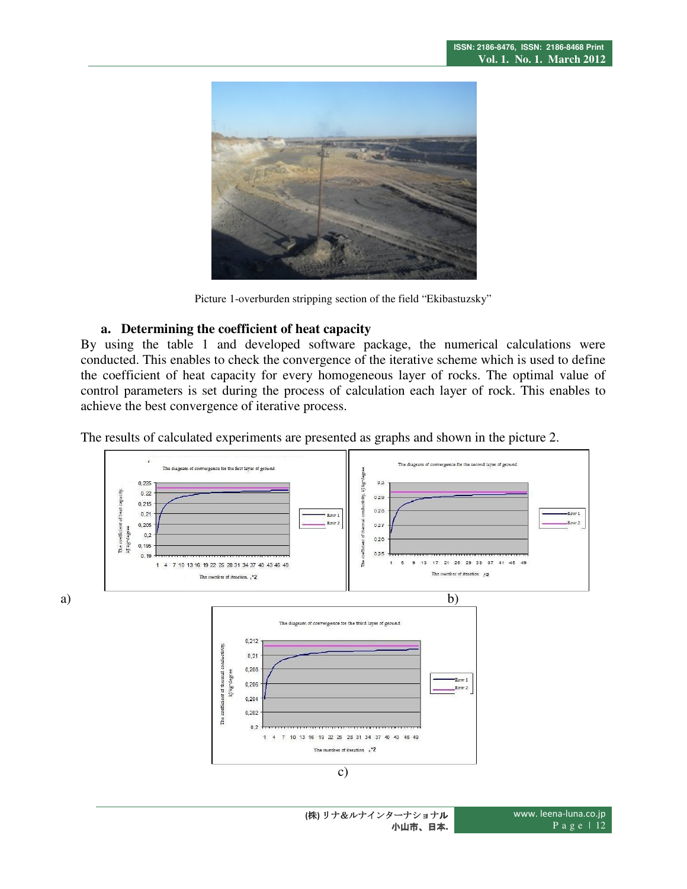Picture 1-overburden stripping section of the field "Ekibastuzsky"

### a. Determining the coefficient of heat capacity

By using the table 1 and developed software package, the numerical calculations were conducted. This enables to check the convergence of the iterative scheme which is used to define the coefficient of heat capacity for every homogeneous layer of rocks. The optimal value of control parameters is set during the process of calculation each layer of rock. This enables to achieve the best convergence of iterative process.

The results of calculated experiments are presented as graphs and shown in the picture 2.

a)

b)

c)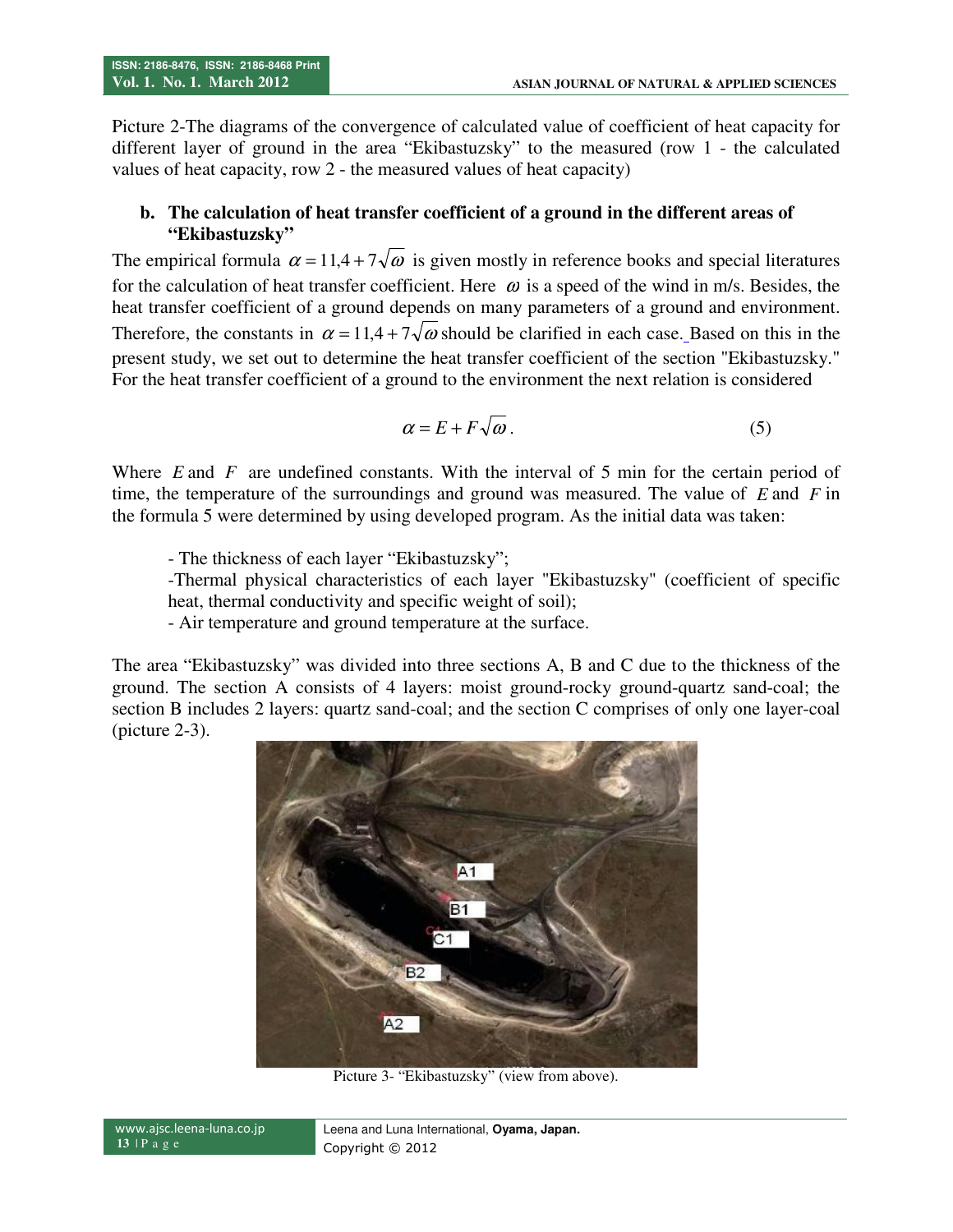Picture 2-The diagrams of the convergence of calculated value of coefficient of heat capacity for different layer of ground in the area "Ekibastuzsky" to the measured (row 1 - the calculated values of heat capacity, row 2 - the measured values of heat capacity)

**b. The calculation of heat transfer coefficient of a ground in the different areas of "Ekibastuzsky"**

The empirical formula $\alpha = 11{,}4 + 7\sqrt{\omega}$ is given mostly in reference books and special literatures for the calculation of heat transfer coefficient. Here $\omega$ is a speed of the wind in m/s. Besides, the heat transfer coefficient of a ground depends on many parameters of a ground and environment. Therefore, the constants in $\alpha = 11{,}4 + 7\sqrt{\omega}$ should be clarified in each case. Based on this in the present study, we set out to determine the heat transfer coefficient of the section "Ekibastuzsky." For the heat transfer coefficient of a ground to the environment the next relation is considered

$$\alpha = E + F\sqrt{\omega}. \tag{5}$$

Where $E$ and $F$ are undefined constants. With the interval of 5 min for the certain period of time, the temperature of the surroundings and ground was measured. The value of $E$ and $F$ in the formula 5 were determined by using developed program. As the initial data was taken:

- The thickness of each layer "Ekibastuzsky";
- Thermal physical characteristics of each layer "Ekibastuzsky" (coefficient of specific heat, thermal conductivity and specific weight of soil);
- Air temperature and ground temperature at the surface.

The area "Ekibastuzsky" was divided into three sections A, B and C due to the thickness of the ground. The section A consists of 4 layers: moist ground-rocky ground-quartz sand-coal; the section B includes 2 layers: quartz sand-coal; and the section C comprises of only one layer-coal (picture 2-3).

Picture 3- "Ekibastuzsky" (view from above).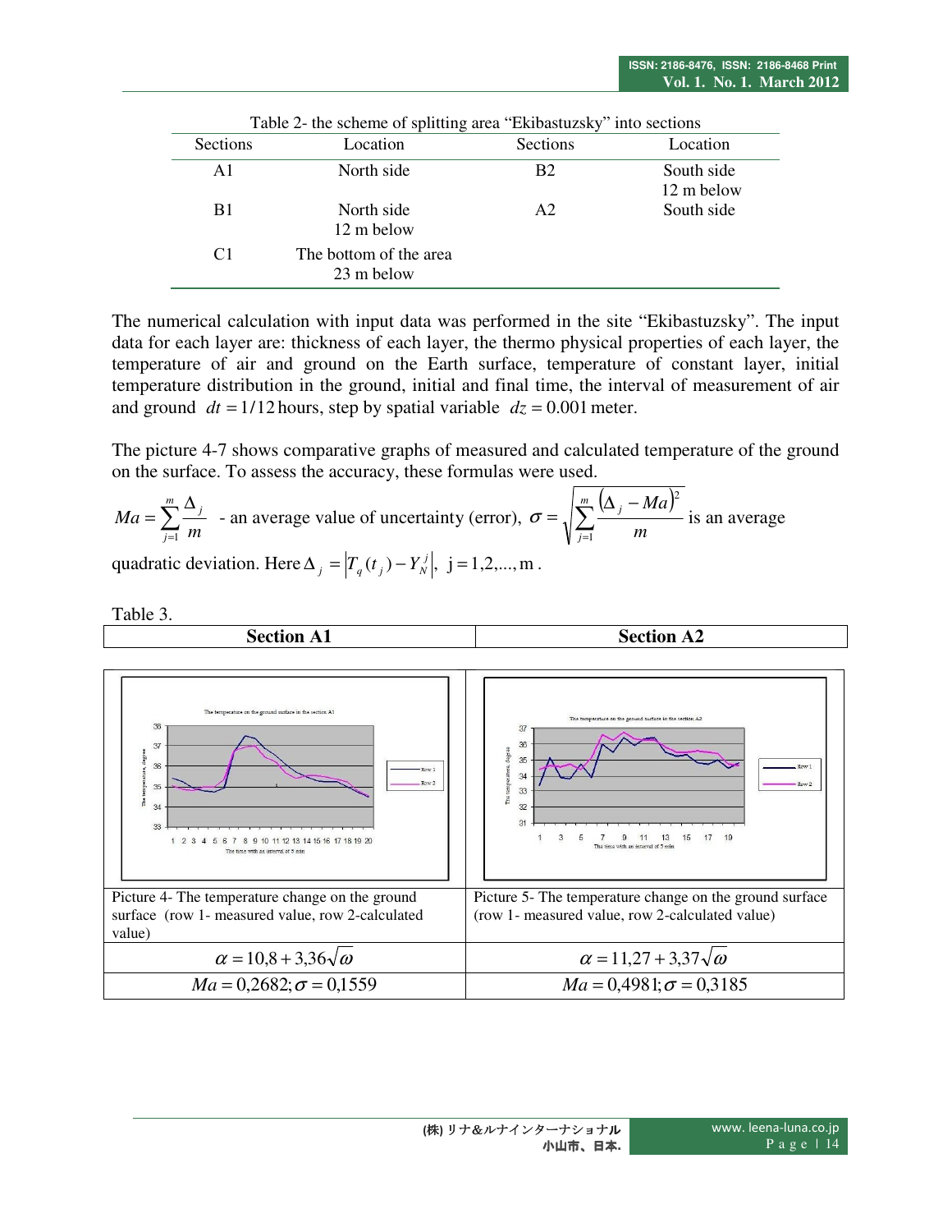Table 2- the scheme of splitting area "Ekibastuzsky" into sections

| Sections | Location | Sections | Location |
|---|---|---|---|
| A1 | North side | B2 | South side 12 m below |
| B1 | North side 12 m below | A2 | South side |
| C1 | The bottom of the area 23 m below | | |

The numerical calculation with input data was performed in the site "Ekibastuzsky". The input data for each layer are: thickness of each layer, the thermo physical properties of each layer, the temperature of air and ground on the Earth surface, temperature of constant layer, initial temperature distribution in the ground, initial and final time, the interval of measurement of air and ground $dt = 1/12$ hours, step by spatial variable $dz = 0.001$ meter.

The picture 4-7 shows comparative graphs of measured and calculated temperature of the ground on the surface. To assess the accuracy, these formulas were used.

$Ma = \sum_{j=1}^{m} \frac{\Delta_j}{m}$ - an average value of uncertainty (error), $\sigma = \sqrt{\sum_{j=1}^{m} \frac{(\Delta_j - Ma)^2}{m}}$ is an average quadratic deviation. Here $\Delta_j = \left| T_q(t_j) - Y_N^j \right|$, $j = 1,2,...,m$.

Table 3.

| Section A1 | Section A2 |
|---|---|
| Picture 4- The temperature change on the ground surface (row 1- measured value, row 2-calculated value) | Picture 5- The temperature change on the ground surface (row 1- measured value, row 2-calculated value) |
| $\alpha = 10{,}8 + 3{,}36\sqrt{\omega}$ | $\alpha = 11{,}27 + 3{,}37\sqrt{\omega}$ |
| $Ma = 0{,}2682; \sigma = 0{,}1559$ | $Ma = 0{,}4981; \sigma = 0{,}3185$ |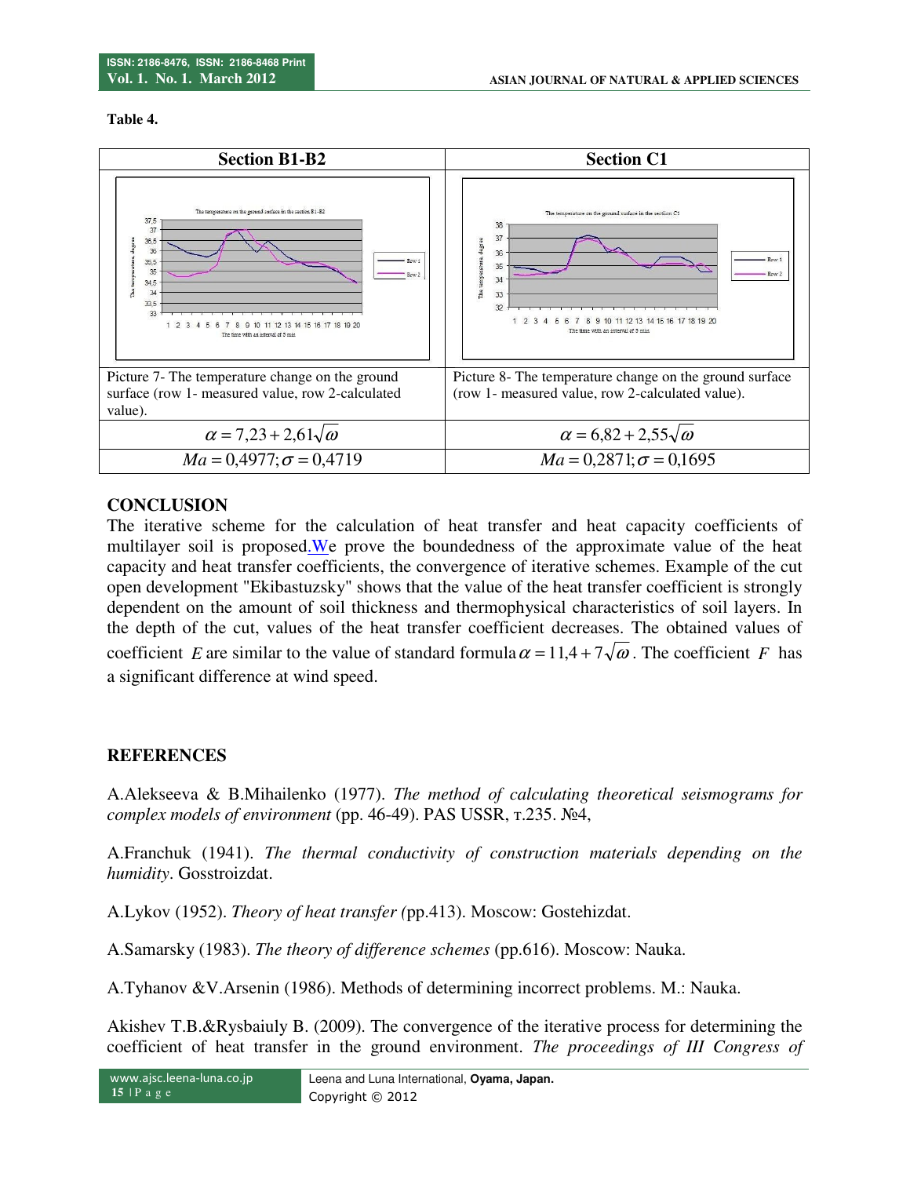**Table 4.**

| Section B1-B2 | Section C1 |
|---|---|
| | |
| Picture 7- The temperature change on the ground surface (row 1- measured value, row 2-calculated value). | Picture 8- The temperature change on the ground surface (row 1- measured value, row 2-calculated value). |
| $\alpha = 7{,}23 + 2{,}61\sqrt{\omega}$ | $\alpha = 6{,}82 + 2{,}55\sqrt{\omega}$ |
| $Ma = 0{,}4977; \sigma = 0{,}4719$ | $Ma = 0{,}2871; \sigma = 0{,}1695$ |

## CONCLUSION

The iterative scheme for the calculation of heat transfer and heat capacity coefficients of multilayer soil is proposed.We prove the boundedness of the approximate value of the heat capacity and heat transfer coefficients, the convergence of iterative schemes. Example of the cut open development "Ekibastuzsky" shows that the value of the heat transfer coefficient is strongly dependent on the amount of soil thickness and thermophysical characteristics of soil layers. In the depth of the cut, values of the heat transfer coefficient decreases. The obtained values of coefficient $E$ are similar to the value of standard formula $\alpha = 11{,}4 + 7\sqrt{\omega}$. The coefficient $F$ has a significant difference at wind speed.

## REFERENCES

A.Alekseeva & B.Mihailenko (1977). *The method of calculating theoretical seismograms for complex models of environment* (pp. 46-49). PAS USSR, т.235. №4,

A.Franchuk (1941). *The thermal conductivity of construction materials depending on the humidity*. Gosstroizdat.

A.Lykov (1952). *Theory of heat transfer (*pp.413). Moscow: Gostehizdat.

A.Samarsky (1983). *The theory of difference schemes* (pp.616). Moscow: Nauka.

A.Tyhanov &V.Arsenin (1986). Methods of determining incorrect problems. M.: Nauka.

Akishev T.B.&Rysbaiuly B. (2009). The convergence of the iterative process for determining the coefficient of heat transfer in the ground environment. *The proceedings of III Congress of*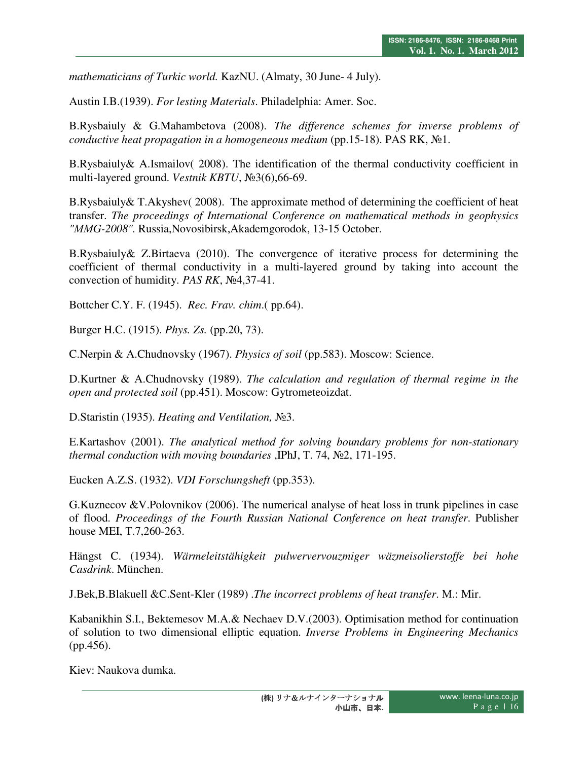*mathematicians of Turkic world.* KazNU. (Almaty, 30 June- 4 July).

Austin I.B.(1939). *For lesting Materials*. Philadelphia: Amer. Soc.

B.Rysbaiuly & G.Mahambetova (2008). *The difference schemes for inverse problems of conductive heat propagation in a homogeneous medium* (pp.15-18). PAS RK, №1.

B.Rysbaiuly& A.Ismailov( 2008). The identification of the thermal conductivity coefficient in multi-layered ground. *Vestnik KBTU*, №3(6),66-69.

B.Rysbaiuly& T.Akyshev( 2008). The approximate method of determining the coefficient of heat transfer. *The proceedings of International Conference on mathematical methods in geophysics "MMG-2008".* Russia,Novosibirsk,Akademgorodok, 13-15 October.

B.Rysbaiuly& Z.Birtaeva (2010). The convergence of iterative process for determining the coefficient of thermal conductivity in a multi-layered ground by taking into account the convection of humidity. *PAS RK*, №4,37-41.

Bottcher C.Y. F. (1945). *Rec. Frav. chim.*( pp.64).

Burger H.C. (1915). *Phys. Zs.* (pp.20, 73).

C.Nerpin & A.Chudnovsky (1967). *Physics of soil* (pp.583). Moscow: Science.

D.Kurtner & A.Chudnovsky (1989). *The calculation and regulation of thermal regime in the open and protected soil* (pp.451). Moscow: Gytrometeoizdat.

D.Staristin (1935). *Heating and Ventilation,* №3.

E.Kartashov (2001). *The analytical method for solving boundary problems for non-stationary thermal conduction with moving boundaries* ,IPhJ, T. 74, №2, 171-195.

Eucken A.Z.S. (1932). *VDI Forschungsheft* (pp.353).

G.Kuznecov &V.Polovnikov (2006). The numerical analyse of heat loss in trunk pipelines in case of flood. *Proceedings of the Fourth Russian National Conference on heat transfer*. Publisher house MEI, T.7,260-263.

Hängst C. (1934). *Wärmeleitstähigkeit pulwervervouzmiger wäzmeisolierstoffe bei hohe Casdrink*. München.

J.Bek,B.Blakuell &C.Sent-Kler (1989) .*The incorrect problems of heat transfer*. M.: Mir.

Kabanikhin S.I., Bektemesov M.A.& Nechaev D.V.(2003). Optimisation method for continuation of solution to two dimensional elliptic equation. *Inverse Problems in Engineering Mechanics* (pp.456).

Kiev: Naukova dumka.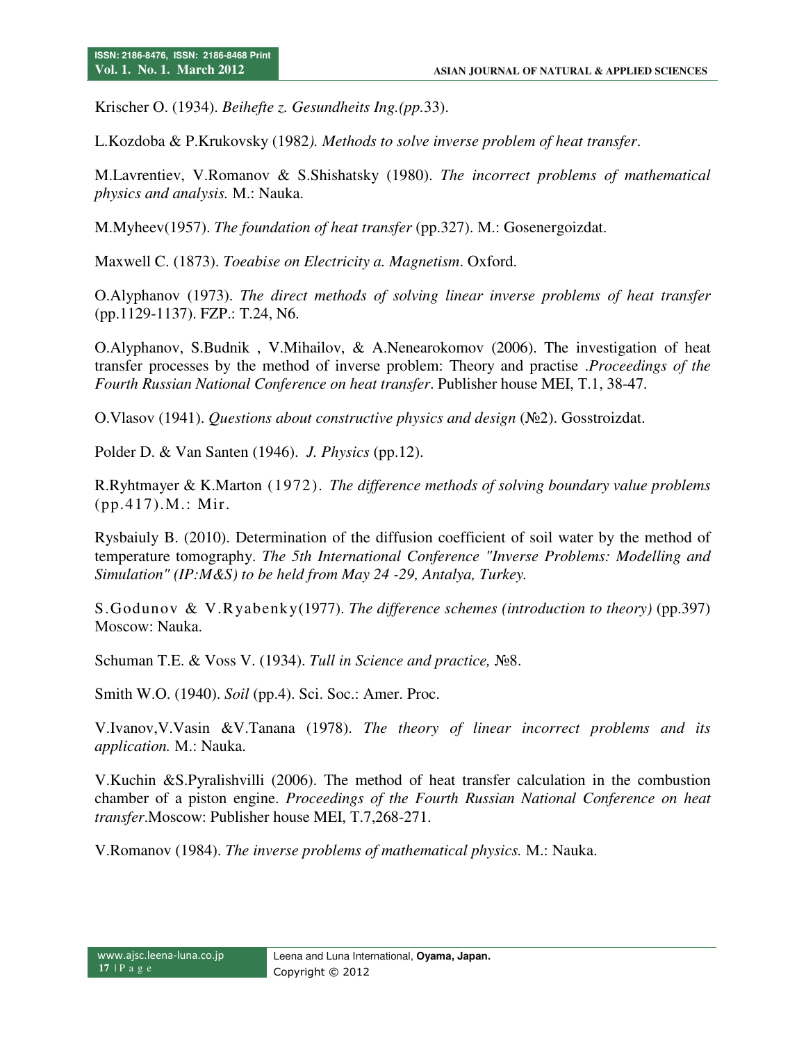Krischer O. (1934). *Beihefte z. Gesundheits Ing.(pp.*33).

L.Kozdoba & P.Krukovsky (1982*). Methods to solve inverse problem of heat transfer*.

M.Lavrentiev, V.Romanov & S.Shishatsky (1980). *The incorrect problems of mathematical physics and analysis.* M.: Nauka.

M.Myheev(1957). *The foundation of heat transfer* (pp.327). M.: Gosenergoizdat.

Maxwell C. (1873). *Toeabise on Electricity a. Magnetism*. Oxford.

O.Alyphanov (1973). *The direct methods of solving linear inverse problems of heat transfer* (pp.1129-1137). FZP.: T.24, N6.

O.Alyphanov, S.Budnik , V.Mihailov, & A.Nenearokomov (2006). The investigation of heat transfer processes by the method of inverse problem: Theory and practise .*Proceedings of the Fourth Russian National Conference on heat transfer*. Publisher house MEI, T.1, 38-47.

O.Vlasov (1941). *Questions about constructive physics and design* (№2). Gosstroizdat.

Polder D. & Van Santen (1946). *J. Physics* (pp.12).

R.Ryhtmayer & K.Marton (1972). *The difference methods of solving boundary value problems* (pp.417).M.: Mir.

Rysbaiuly B. (2010). Determination of the diffusion coefficient of soil water by the method of temperature tomography. *The 5th International Conference "Inverse Problems: Modelling and Simulation" (IP:M&S) to be held from May 24 -29, Antalya, Turkey.*

S.Godunov & V.Ryabenky(1977). *The difference schemes (introduction to theory)* (pp.397) Moscow: Nauka.

Schuman T.E. & Voss V. (1934). *Tull in Science and practice,* №8.

Smith W.O. (1940). *Soil* (pp.4). Sci. Soc.: Amer. Proc.

V.Ivanov,V.Vasin &V.Tanana (1978). *The theory of linear incorrect problems and its application.* M.: Nauka.

V.Kuchin &S.Pyralishvilli (2006). The method of heat transfer calculation in the combustion chamber of a piston engine. *Proceedings of the Fourth Russian National Conference on heat transfer*.Moscow: Publisher house MEI, T.7,268-271.

V.Romanov (1984). *The inverse problems of mathematical physics.* M.: Nauka.